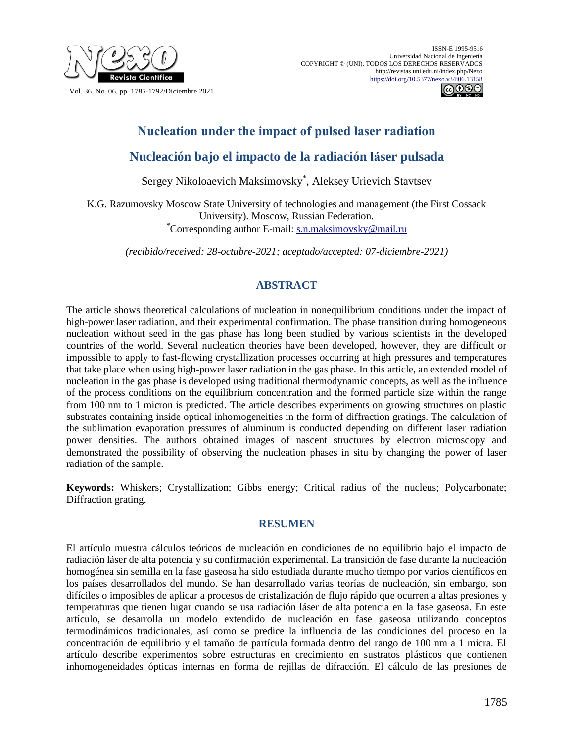# Nucleation under the impact of pulsed laser radiation

# Nucleación bajo el impacto de la radiación láser pulsada

Sergey Nikoloaevich Maksimovsky*, Aleksey Urievich Stavtsev

K.G. Razumovsky Moscow State University of technologies and management (the First Cossack University). Moscow, Russian Federation.
*Corresponding author E-mail: s.n.maksimovsky@mail.ru

*(recibido/received: 28-octubre-2021; aceptado/accepted: 07-diciembre-2021)*

## ABSTRACT

The article shows theoretical calculations of nucleation in nonequilibrium conditions under the impact of high-power laser radiation, and their experimental confirmation. The phase transition during homogeneous nucleation without seed in the gas phase has long been studied by various scientists in the developed countries of the world. Several nucleation theories have been developed, however, they are difficult or impossible to apply to fast-flowing crystallization processes occurring at high pressures and temperatures that take place when using high-power laser radiation in the gas phase. In this article, an extended model of nucleation in the gas phase is developed using traditional thermodynamic concepts, as well as the influence of the process conditions on the equilibrium concentration and the formed particle size within the range from 100 nm to 1 micron is predicted. The article describes experiments on growing structures on plastic substrates containing inside optical inhomogeneities in the form of diffraction gratings. The calculation of the sublimation evaporation pressures of aluminum is conducted depending on different laser radiation power densities. The authors obtained images of nascent structures by electron microscopy and demonstrated the possibility of observing the nucleation phases in situ by changing the power of laser radiation of the sample.

**Keywords:** Whiskers; Crystallization; Gibbs energy; Critical radius of the nucleus; Polycarbonate; Diffraction grating.

## RESUMEN

El artículo muestra cálculos teóricos de nucleación en condiciones de no equilibrio bajo el impacto de radiación láser de alta potencia y su confirmación experimental. La transición de fase durante la nucleación homogénea sin semilla en la fase gaseosa ha sido estudiada durante mucho tiempo por varios científicos en los países desarrollados del mundo. Se han desarrollado varias teorías de nucleación, sin embargo, son difíciles o imposibles de aplicar a procesos de cristalización de flujo rápido que ocurren a altas presiones y temperaturas que tienen lugar cuando se usa radiación láser de alta potencia en la fase gaseosa. En este artículo, se desarrolla un modelo extendido de nucleación en fase gaseosa utilizando conceptos termodinámicos tradicionales, así como se predice la influencia de las condiciones del proceso en la concentración de equilibrio y el tamaño de partícula formada dentro del rango de 100 nm a 1 micra. El artículo describe experimentos sobre estructuras en crecimiento en sustratos plásticos que contienen inhomogeneidades ópticas internas en forma de rejillas de difracción. El cálculo de las presiones de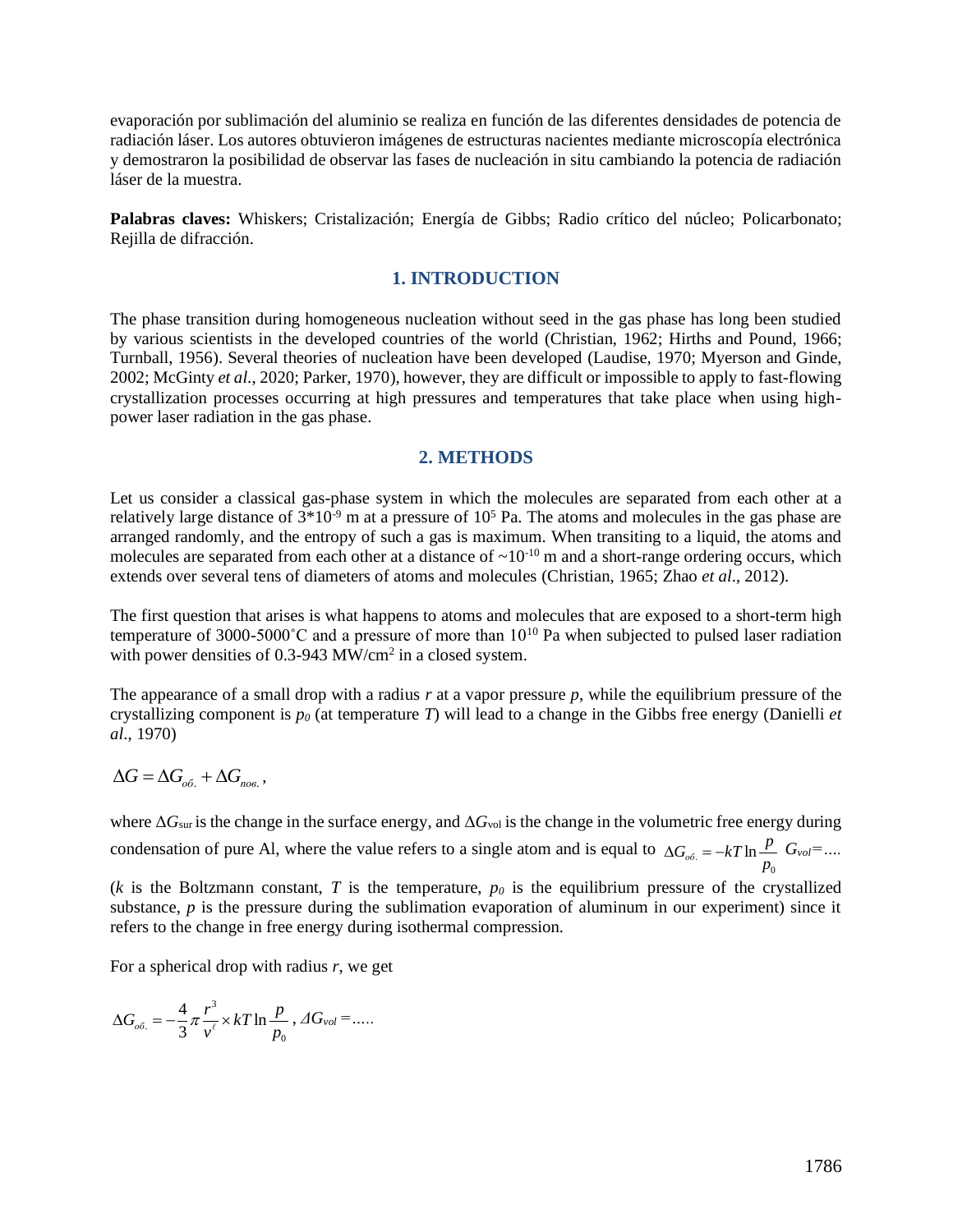evaporación por sublimación del aluminio se realiza en función de las diferentes densidades de potencia de radiación láser. Los autores obtuvieron imágenes de estructuras nacientes mediante microscopía electrónica y demostraron la posibilidad de observar las fases de nucleación in situ cambiando la potencia de radiación láser de la muestra.

**Palabras claves:** Whiskers; Cristalización; Energía de Gibbs; Radio crítico del núcleo; Policarbonato; Rejilla de difracción.

## 1. INTRODUCTION

The phase transition during homogeneous nucleation without seed in the gas phase has long been studied by various scientists in the developed countries of the world (Christian, 1962; Hirths and Pound, 1966; Turnball, 1956). Several theories of nucleation have been developed (Laudise, 1970; Myerson and Ginde, 2002; McGinty *et al*., 2020; Parker, 1970), however, they are difficult or impossible to apply to fast-flowing crystallization processes occurring at high pressures and temperatures that take place when using high-power laser radiation in the gas phase.

## 2. METHODS

Let us consider a classical gas-phase system in which the molecules are separated from each other at a relatively large distance of $3*10^{-9}$ m at a pressure of $10^5$ Pa. The atoms and molecules in the gas phase are arranged randomly, and the entropy of such a gas is maximum. When transiting to a liquid, the atoms and molecules are separated from each other at a distance of $\sim10^{-10}$ m and a short-range ordering occurs, which extends over several tens of diameters of atoms and molecules (Christian, 1965; Zhao *et al*., 2012).

The first question that arises is what happens to atoms and molecules that are exposed to a short-term high temperature of 3000-5000˚C and a pressure of more than $10^{10}$ Pa when subjected to pulsed laser radiation with power densities of 0.3-943 MW/cm$^2$ in a closed system.

The appearance of a small drop with a radius $r$ at a vapor pressure $p$, while the equilibrium pressure of the crystallizing component is $p_0$ (at temperature $T$) will lead to a change in the Gibbs free energy (Danielli *et al*., 1970)

$$\Delta G = \Delta G_{об.} + \Delta G_{пов.},$$

where $\Delta G_{sur}$ is the change in the surface energy, and $\Delta G_{vol}$ is the change in the volumetric free energy during condensation of pure Al, where the value refers to a single atom and is equal to $\Delta G_{об.} = -kT \ln \frac{p}{p_0}$ $G_{vol}$=....

($k$ is the Boltzmann constant, $T$ is the temperature, $p_0$ is the equilibrium pressure of the crystallized substance, $p$ is the pressure during the sublimation evaporation of aluminum in our experiment) since it refers to the change in free energy during isothermal compression.

For a spherical drop with radius $r$, we get

$$\Delta G_{об.} = -\frac{4}{3}\pi \frac{r^3}{v^{\ell}} \times kT \ln \frac{p}{p_0}, \ \Delta G_{vol} = .....$$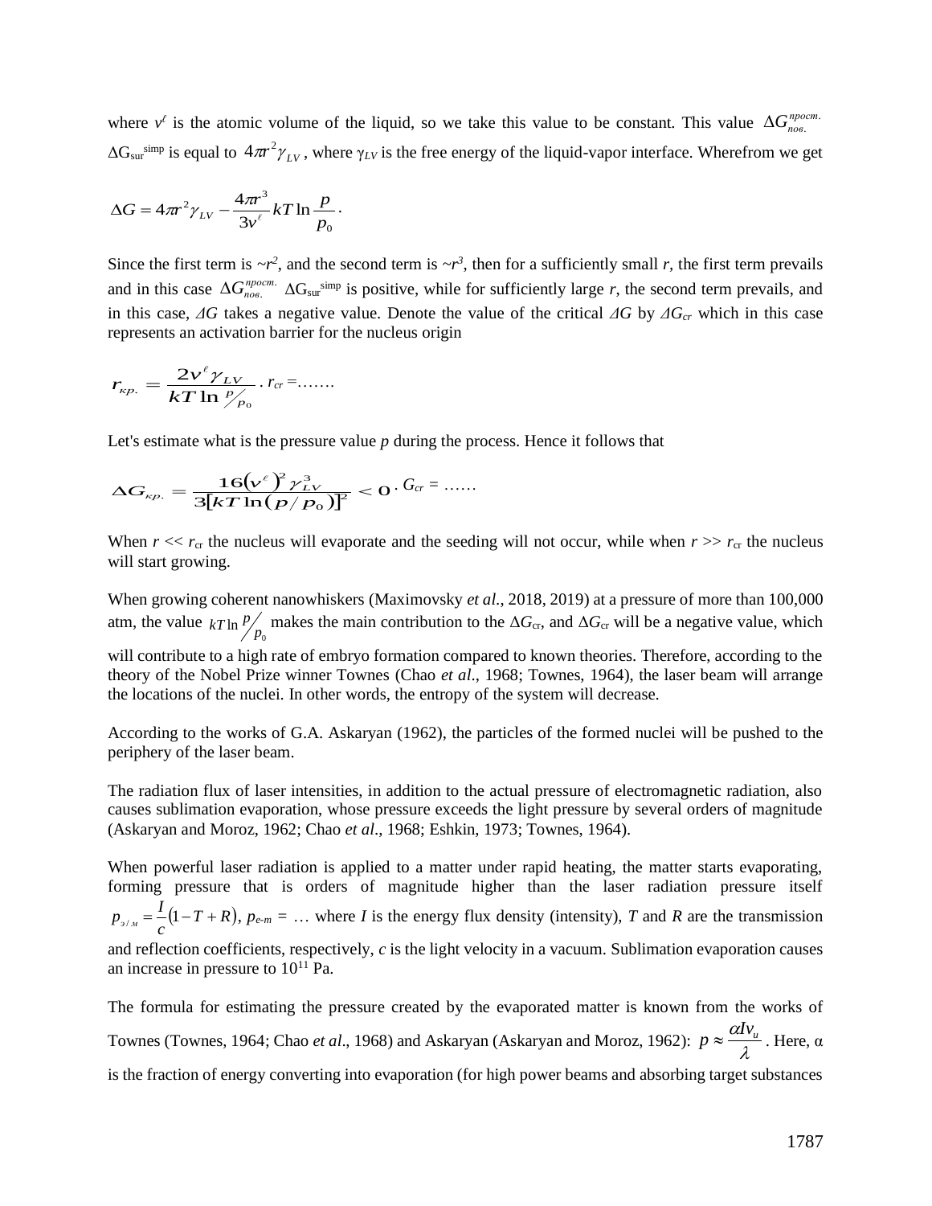where $v^{\ell}$ is the atomic volume of the liquid, so we take this value to be constant. This value $\Delta G_{пов.}^{прост.}$ $\Delta G_{sur}^{simp}$ is equal to $4\pi r^2 \gamma_{LV}$, where $\gamma_{LV}$ is the free energy of the liquid-vapor interface. Wherefrom we get

$$\Delta G = 4\pi r^2 \gamma_{LV} - \frac{4\pi r^3}{3v^{\ell}} kT \ln \frac{p}{p_0}.$$

Since the first term is $\sim r^2$, and the second term is $\sim r^3$, then for a sufficiently small $r$, the first term prevails and in this case $\Delta G_{пов.}^{прост.}$ $\Delta G_{sur}^{simp}$ is positive, while for sufficiently large $r$, the second term prevails, and in this case, $\Delta G$ takes a negative value. Denote the value of the critical $\Delta G$ by $\Delta G_{cr}$ which in this case represents an activation barrier for the nucleus origin

$$r_{кр.} = \frac{2v^{\ell}\gamma_{LV}}{kT \ln {p}/{p_0}}.\ r_{cr} = \ldots\ldots$$

Let's estimate what is the pressure value $p$ during the process. Hence it follows that

$$\Delta G_{кр.} = \frac{16(v^{\ell})^2 \gamma_{LV}^3}{3[kT \ln(p/p_0)]^2} < 0.\ G_{cr} = \ldots\ldots$$

When $r \ll r_{cr}$ the nucleus will evaporate and the seeding will not occur, while when $r \gg r_{cr}$ the nucleus will start growing.

When growing coherent nanowhiskers (Maximovsky *et al.*, 2018, 2019) at a pressure of more than 100,000 atm, the value $kT \ln {p}/{p_0}$ makes the main contribution to the $\Delta G_{cr}$, and $\Delta G_{cr}$ will be a negative value, which will contribute to a high rate of embryo formation compared to known theories. Therefore, according to the theory of the Nobel Prize winner Townes (Chao *et al.*, 1968; Townes, 1964), the laser beam will arrange the locations of the nuclei. In other words, the entropy of the system will decrease.

According to the works of G.A. Askaryan (1962), the particles of the formed nuclei will be pushed to the periphery of the laser beam.

The radiation flux of laser intensities, in addition to the actual pressure of electromagnetic radiation, also causes sublimation evaporation, whose pressure exceeds the light pressure by several orders of magnitude (Askaryan and Moroz, 1962; Chao *et al.*, 1968; Eshkin, 1973; Townes, 1964).

When powerful laser radiation is applied to a matter under rapid heating, the matter starts evaporating, forming pressure that is orders of magnitude higher than the laser radiation pressure itself $p_{э/м} = \frac{I}{c}(1 - T + R)$, $p_{e\text{-}m} = \ldots$ where $I$ is the energy flux density (intensity), $T$ and $R$ are the transmission and reflection coefficients, respectively, $c$ is the light velocity in a vacuum. Sublimation evaporation causes an increase in pressure to $10^{11}$ Pa.

The formula for estimating the pressure created by the evaporated matter is known from the works of Townes (Townes, 1964; Chao *et al*., 1968) and Askaryan (Askaryan and Moroz, 1962): $p \approx \frac{\alpha I v_u}{\lambda}$. Here, $\alpha$ is the fraction of energy converting into evaporation (for high power beams and absorbing target substances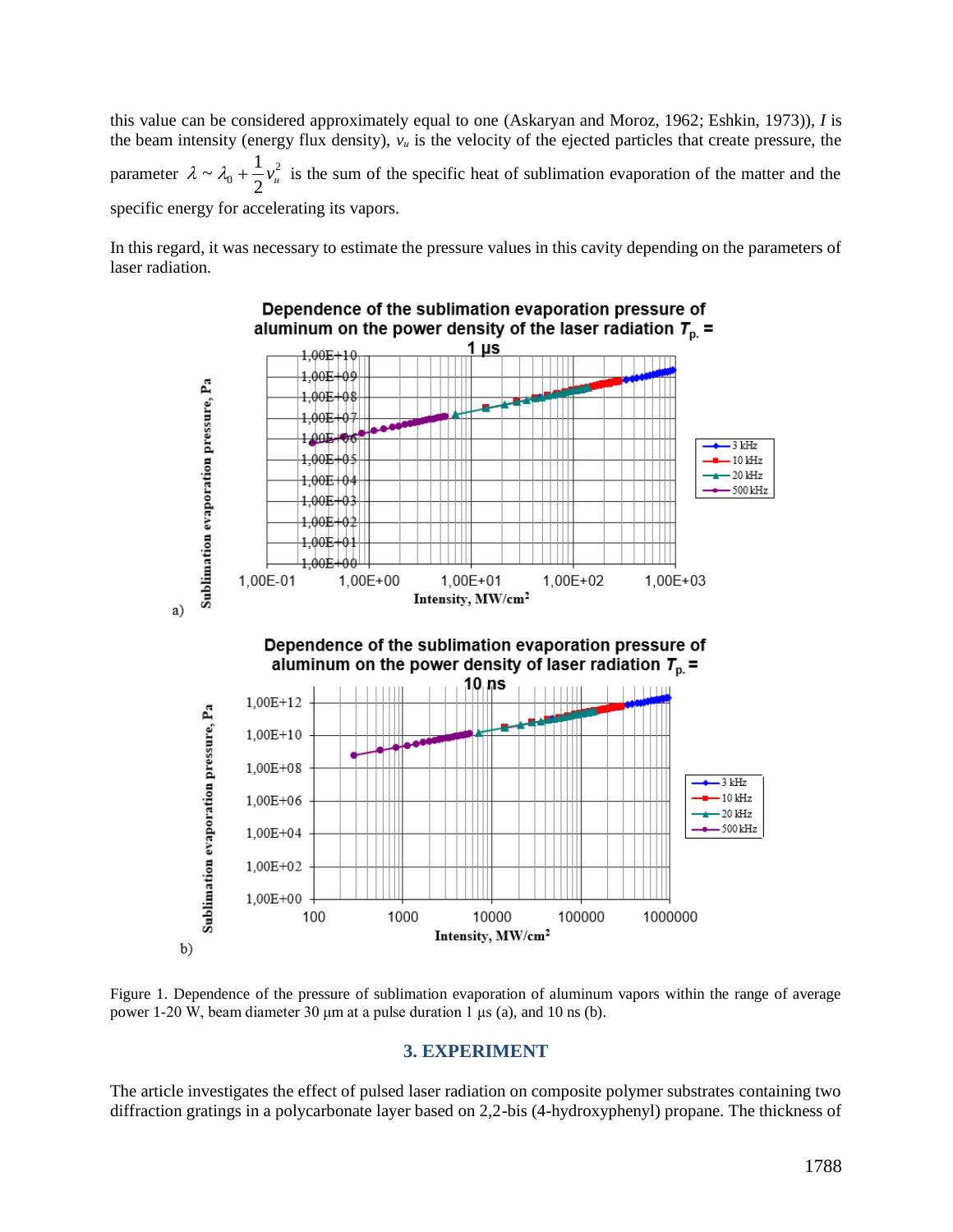this value can be considered approximately equal to one (Askaryan and Moroz, 1962; Eshkin, 1973)), $I$ is the beam intensity (energy flux density), $v_u$ is the velocity of the ejected particles that create pressure, the parameter $\lambda \sim \lambda_0 + \frac{1}{2}v_u^2$ is the sum of the specific heat of sublimation evaporation of the matter and the specific energy for accelerating its vapors.

In this regard, it was necessary to estimate the pressure values in this cavity depending on the parameters of laser radiation.

Figure 1. Dependence of the pressure of sublimation evaporation of aluminum vapors within the range of average power 1-20 W, beam diameter 30 μm at a pulse duration 1 μs (a), and 10 ns (b).

## 3. EXPERIMENT

The article investigates the effect of pulsed laser radiation on composite polymer substrates containing two diffraction gratings in a polycarbonate layer based on 2,2-bis (4-hydroxyphenyl) propane. The thickness of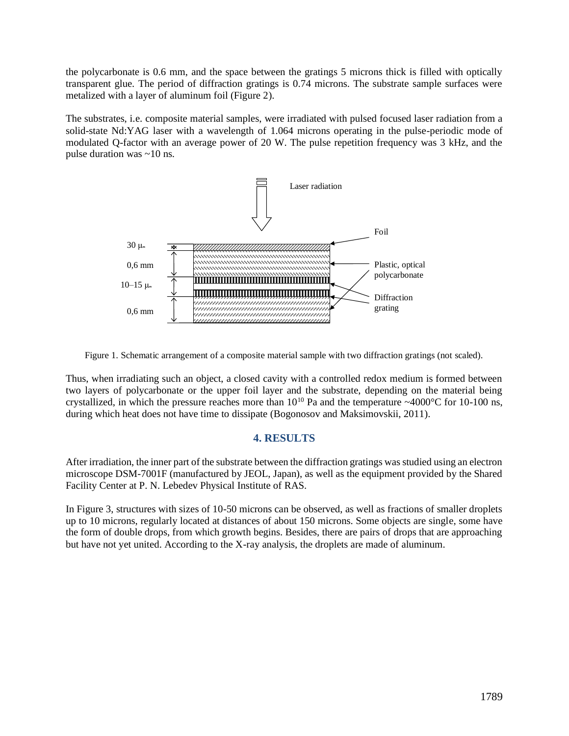the polycarbonate is 0.6 mm, and the space between the gratings 5 microns thick is filled with optically transparent glue. The period of diffraction gratings is 0.74 microns. The substrate sample surfaces were metalized with a layer of aluminum foil (Figure 2).

The substrates, i.e. composite material samples, were irradiated with pulsed focused laser radiation from a solid-state Nd:YAG laser with a wavelength of 1.064 microns operating in the pulse-periodic mode of modulated Q-factor with an average power of 20 W. The pulse repetition frequency was 3 kHz, and the pulse duration was ~10 ns.

Laser radiation

Foil

30 μm

0,6 mm

Plastic, optical polycarbonate

10–15 μm

Diffraction grating

0,6 mm

Figure 1. Schematic arrangement of a composite material sample with two diffraction gratings (not scaled).

Thus, when irradiating such an object, a closed cavity with a controlled redox medium is formed between two layers of polycarbonate or the upper foil layer and the substrate, depending on the material being crystallized, in which the pressure reaches more than $10^{10}$ Pa and the temperature ~4000°C for 10-100 ns, during which heat does not have time to dissipate (Bogonosov and Maksimovskii, 2011).

## 4. RESULTS

After irradiation, the inner part of the substrate between the diffraction gratings was studied using an electron microscope DSM-7001F (manufactured by JEOL, Japan), as well as the equipment provided by the Shared Facility Center at P. N. Lebedev Physical Institute of RAS.

In Figure 3, structures with sizes of 10-50 microns can be observed, as well as fractions of smaller droplets up to 10 microns, regularly located at distances of about 150 microns. Some objects are single, some have the form of double drops, from which growth begins. Besides, there are pairs of drops that are approaching but have not yet united. According to the X-ray analysis, the droplets are made of aluminum.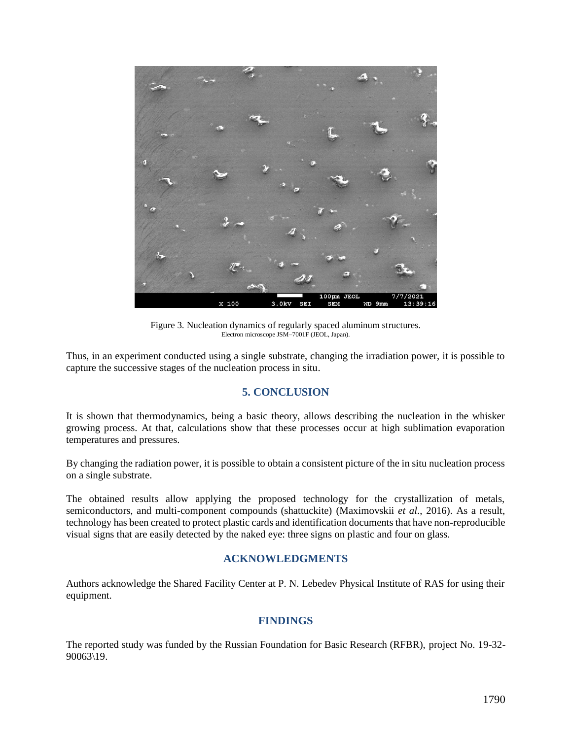Figure 3. Nucleation dynamics of regularly spaced aluminum structures.
Electron microscope JSM–7001F (JEOL, Japan).

Thus, in an experiment conducted using a single substrate, changing the irradiation power, it is possible to capture the successive stages of the nucleation process in situ.

## 5. CONCLUSION

It is shown that thermodynamics, being a basic theory, allows describing the nucleation in the whisker growing process. At that, calculations show that these processes occur at high sublimation evaporation temperatures and pressures.

By changing the radiation power, it is possible to obtain a consistent picture of the in situ nucleation process on a single substrate.

The obtained results allow applying the proposed technology for the crystallization of metals, semiconductors, and multi-component compounds (shattuckite) (Maximovskii *et al*., 2016). As a result, technology has been created to protect plastic cards and identification documents that have non-reproducible visual signs that are easily detected by the naked eye: three signs on plastic and four on glass.

## ACKNOWLEDGMENTS

Authors acknowledge the Shared Facility Center at P. N. Lebedev Physical Institute of RAS for using their equipment.

## FINDINGS

The reported study was funded by the Russian Foundation for Basic Research (RFBR), project No. 19-32-90063\19.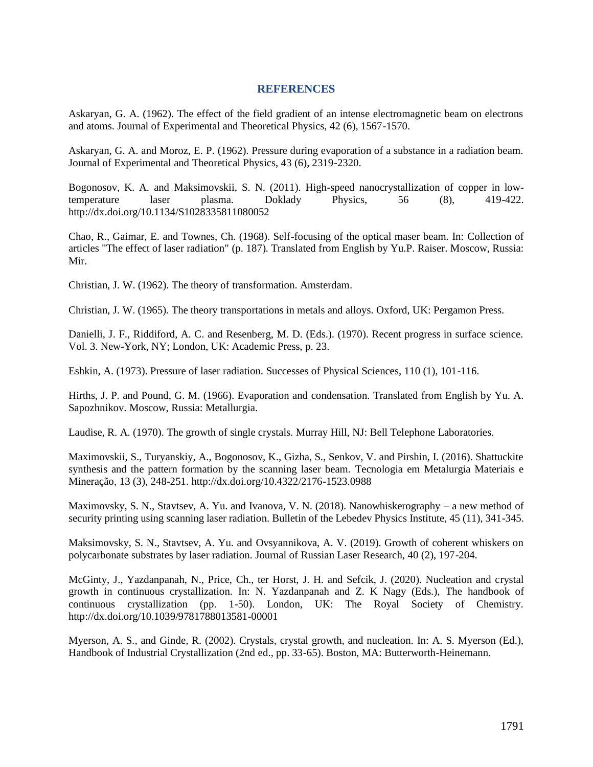## REFERENCES

Askaryan, G. A. (1962). The effect of the field gradient of an intense electromagnetic beam on electrons and atoms. Journal of Experimental and Theoretical Physics, 42 (6), 1567-1570.

Askaryan, G. A. and Moroz, E. P. (1962). Pressure during evaporation of a substance in a radiation beam. Journal of Experimental and Theoretical Physics, 43 (6), 2319-2320.

Bogonosov, K. A. and Maksimovskii, S. N. (2011). High-speed nanocrystallization of copper in low-temperature laser plasma. Doklady Physics, 56 (8), 419-422. http://dx.doi.org/10.1134/S1028335811080052

Chao, R., Gaimar, E. and Townes, Ch. (1968). Self-focusing of the optical maser beam. In: Collection of articles "The effect of laser radiation" (p. 187). Translated from English by Yu.P. Raiser. Moscow, Russia: Mir.

Christian, J. W. (1962). The theory of transformation. Amsterdam.

Christian, J. W. (1965). The theory transportations in metals and alloys. Oxford, UK: Pergamon Press.

Danielli, J. F., Riddiford, A. C. and Resenberg, M. D. (Eds.). (1970). Recent progress in surface science. Vol. 3. New-York, NY; London, UK: Academic Press, p. 23.

Eshkin, A. (1973). Pressure of laser radiation. Successes of Physical Sciences, 110 (1), 101-116.

Hirths, J. P. and Pound, G. M. (1966). Evaporation and condensation. Translated from English by Yu. A. Sapozhnikov. Moscow, Russia: Metallurgia.

Laudise, R. A. (1970). The growth of single crystals. Murray Hill, NJ: Bell Telephone Laboratories.

Maximovskii, S., Turyanskiy, A., Bogonosov, K., Gizha, S., Senkov, V. and Pirshin, I. (2016). Shattuckite synthesis and the pattern formation by the scanning laser beam. Tecnologia em Metalurgia Materiais e Mineração, 13 (3), 248-251. http://dx.doi.org/10.4322/2176-1523.0988

Maximovsky, S. N., Stavtsev, A. Yu. and Ivanova, V. N. (2018). Nanowhiskerography – a new method of security printing using scanning laser radiation. Bulletin of the Lebedev Physics Institute, 45 (11), 341-345.

Maksimovsky, S. N., Stavtsev, A. Yu. and Ovsyannikova, A. V. (2019). Growth of coherent whiskers on polycarbonate substrates by laser radiation. Journal of Russian Laser Research, 40 (2), 197-204.

McGinty, J., Yazdanpanah, N., Price, Ch., ter Horst, J. H. and Sefcik, J. (2020). Nucleation and crystal growth in continuous crystallization. In: N. Yazdanpanah and Z. K Nagy (Eds.), The handbook of continuous crystallization (pp. 1-50). London, UK: The Royal Society of Chemistry. http://dx.doi.org/10.1039/9781788013581-00001

Myerson, A. S., and Ginde, R. (2002). Crystals, crystal growth, and nucleation. In: A. S. Myerson (Ed.), Handbook of Industrial Crystallization (2nd ed., pp. 33-65). Boston, MA: Butterworth-Heinemann.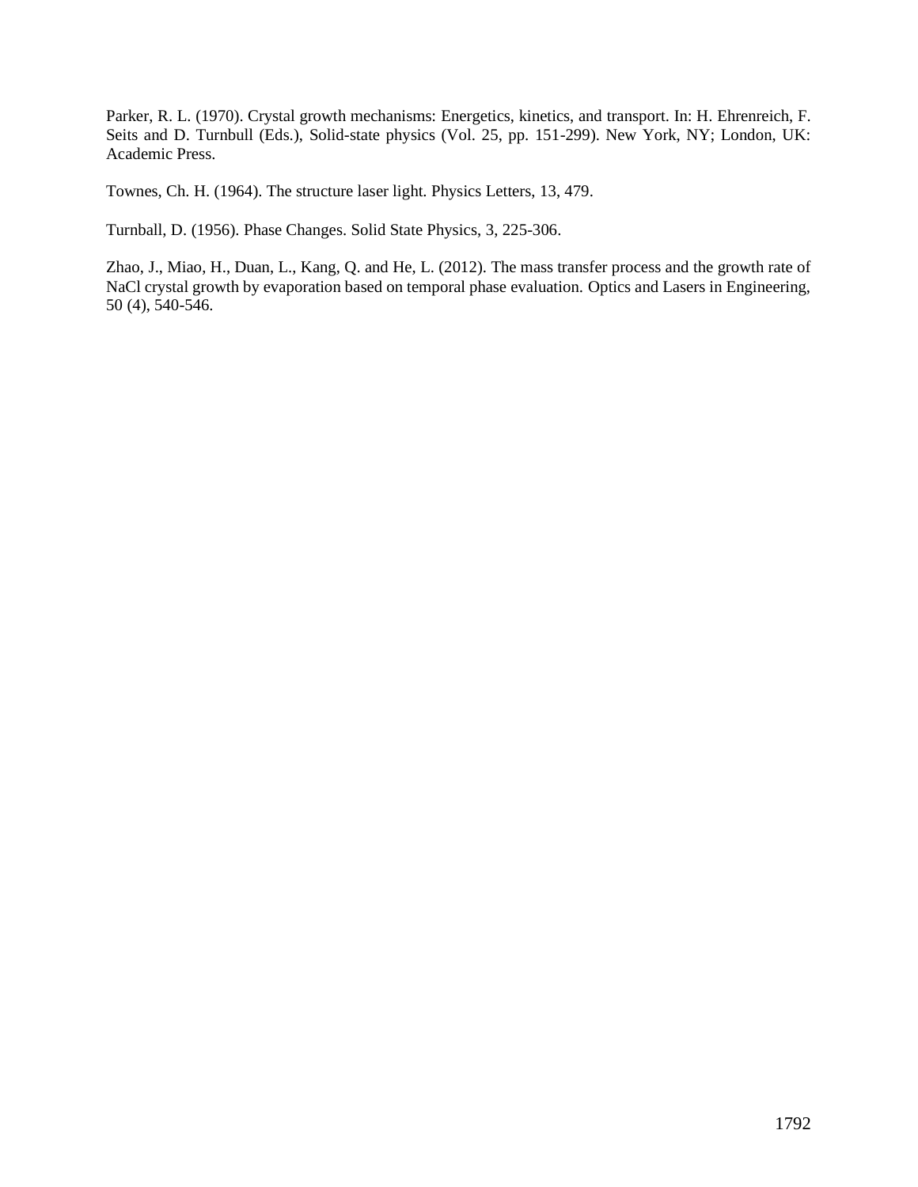Parker, R. L. (1970). Crystal growth mechanisms: Energetics, kinetics, and transport. In: H. Ehrenreich, F. Seits and D. Turnbull (Eds.), Solid-state physics (Vol. 25, pp. 151-299). New York, NY; London, UK: Academic Press.

Townes, Ch. H. (1964). The structure laser light. Physics Letters, 13, 479.

Turnball, D. (1956). Phase Changes. Solid State Physics, 3, 225-306.

Zhao, J., Miao, H., Duan, L., Kang, Q. and He, L. (2012). The mass transfer process and the growth rate of NaCl crystal growth by evaporation based on temporal phase evaluation. Optics and Lasers in Engineering, 50 (4), 540-546.